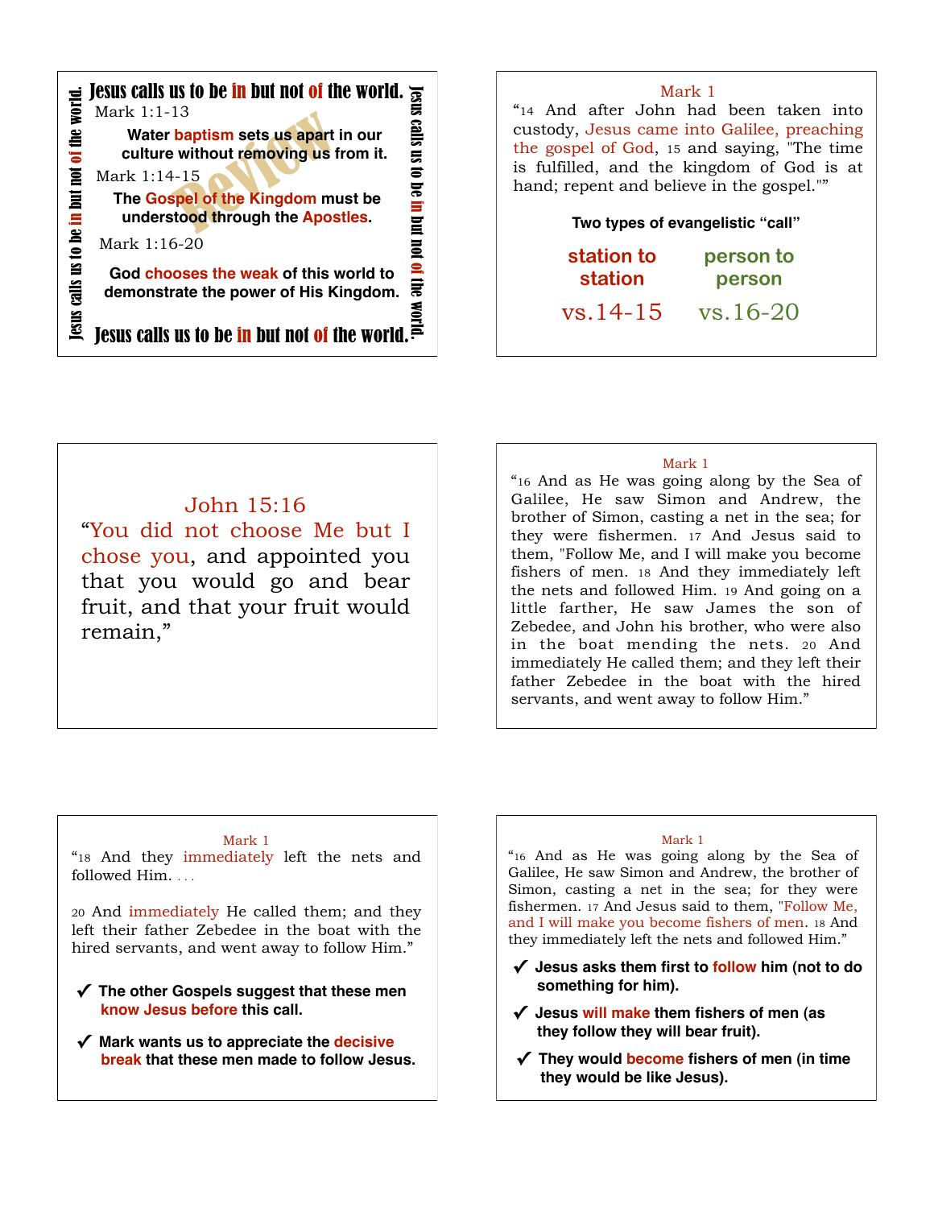## Jesus calls us to be in but not of the world.

*Review*

Mark 1:1-13

**Water baptism sets us apart in our culture without removing us from it.**

Mark 1:14-15

**The Gospel of the Kingdom must be understood through the Apostles.**

Mark 1:16-20

**God chooses the weak of this world to demonstrate the power of His Kingdom.**

**Jesus calls us to be in but not of the world.**

---

Mark 1

"14 And after John had been taken into custody, Jesus came into Galilee, preaching the gospel of God, 15 and saying, "The time is fulfilled, and the kingdom of God is at hand; repent and believe in the gospel.""

**Two types of evangelistic "call"**

| station to station | person to person |
|---|---|
| vs.14-15 | vs.16-20 |

---

John 15:16

"You did not choose Me but I chose you, and appointed you that you would go and bear fruit, and that your fruit would remain,"

---

Mark 1

"16 And as He was going along by the Sea of Galilee, He saw Simon and Andrew, the brother of Simon, casting a net in the sea; for they were fishermen. 17 And Jesus said to them, "Follow Me, and I will make you become fishers of men. 18 And they immediately left the nets and followed Him. 19 And going on a little farther, He saw James the son of Zebedee, and John his brother, who were also in the boat mending the nets. 20 And immediately He called them; and they left their father Zebedee in the boat with the hired servants, and went away to follow Him."

---

Mark 1

"18 And they immediately left the nets and followed Him. . . .

20 And immediately He called them; and they left their father Zebedee in the boat with the hired servants, and went away to follow Him."

- ✔ **The other Gospels suggest that these men know Jesus before this call.**
- ✔ **Mark wants us to appreciate the decisive break that these men made to follow Jesus.**

---

Mark 1

"16 And as He was going along by the Sea of Galilee, He saw Simon and Andrew, the brother of Simon, casting a net in the sea; for they were fishermen. 17 And Jesus said to them, "Follow Me, and I will make you become fishers of men. 18 And they immediately left the nets and followed Him."

- ✔ **Jesus asks them first to follow him (not to do something for him).**
- ✔ **Jesus will make them fishers of men (as they follow they will bear fruit).**
- ✔ **They would become fishers of men (in time they would be like Jesus).**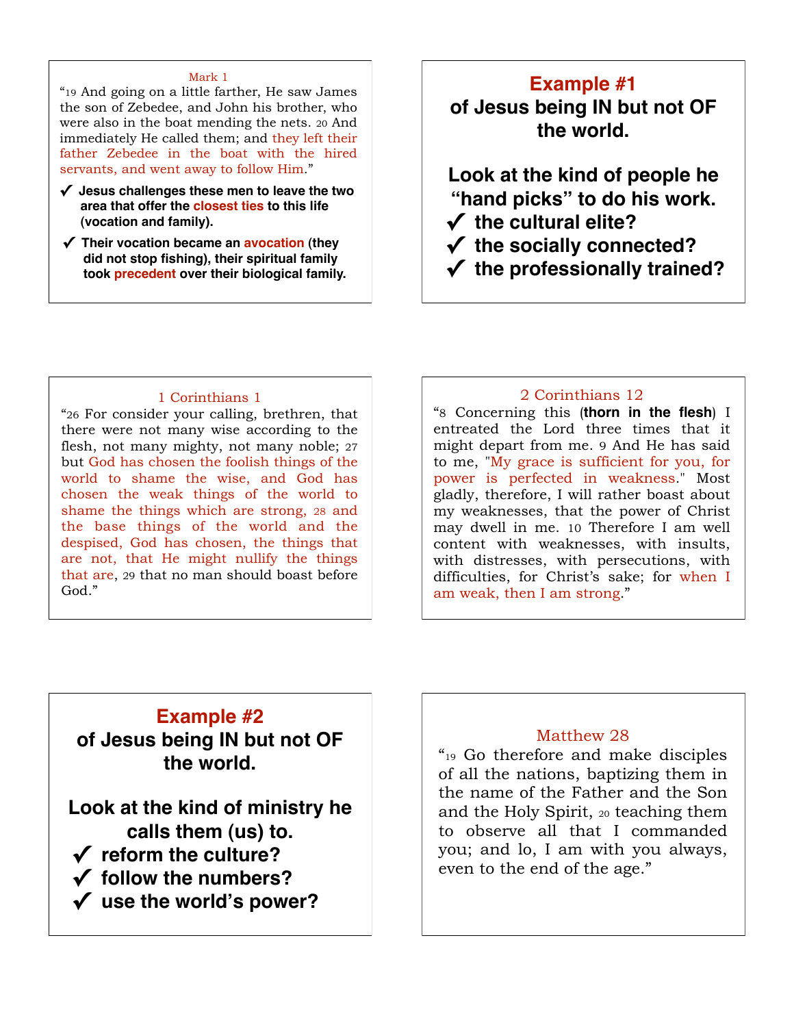Mark 1

"19 And going on a little farther, He saw James the son of Zebedee, and John his brother, who were also in the boat mending the nets. 20 And immediately He called them; and they left their father Zebedee in the boat with the hired servants, and went away to follow Him."

- ✓ **Jesus challenges these men to leave the two area that offer the closest ties to this life (vocation and family).**
- ✓ **Their vocation became an avocation (they did not stop fishing), their spiritual family took precedent over their biological family.**

## Example #1
## of Jesus being IN but not OF the world.

**Look at the kind of people he "hand picks" to do his work.**

- ✓ **the cultural elite?**
- ✓ **the socially connected?**
- ✓ **the professionally trained?**

1 Corinthians 1

"26 For consider your calling, brethren, that there were not many wise according to the flesh, not many mighty, not many noble; 27 but God has chosen the foolish things of the world to shame the wise, and God has chosen the weak things of the world to shame the things which are strong, 28 and the base things of the world and the despised, God has chosen, the things that are not, that He might nullify the things that are, 29 that no man should boast before God."

2 Corinthians 12

"8 Concerning this (**thorn in the flesh**) I entreated the Lord three times that it might depart from me. 9 And He has said to me, "My grace is sufficient for you, for power is perfected in weakness." Most gladly, therefore, I will rather boast about my weaknesses, that the power of Christ may dwell in me. 10 Therefore I am well content with weaknesses, with insults, with distresses, with persecutions, with difficulties, for Christ's sake; for when I am weak, then I am strong."

## Example #2
## of Jesus being IN but not OF the world.

**Look at the kind of ministry he calls them (us) to.**

- ✓ **reform the culture?**
- ✓ **follow the numbers?**
- ✓ **use the world's power?**

Matthew 28

"19 Go therefore and make disciples of all the nations, baptizing them in the name of the Father and the Son and the Holy Spirit, 20 teaching them to observe all that I commanded you; and lo, I am with you always, even to the end of the age."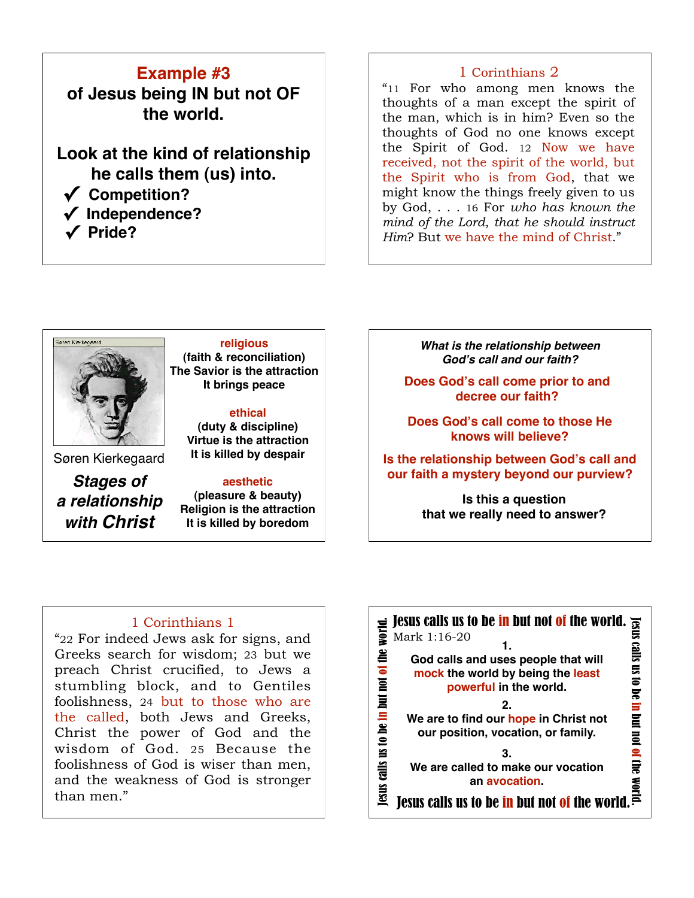## Example #3
## of Jesus being IN but not OF the world.

**Look at the kind of relationship he calls them (us) into.**

- ✓ **Competition?**
- ✓ **Independence?**
- ✓ **Pride?**

---

### 1 Corinthians 2

"11 For who among men knows the thoughts of a man except the spirit of the man, which is in him? Even so the thoughts of God no one knows except the Spirit of God. 12 Now we have received, not the spirit of the world, but the Spirit who is from God, that we might know the things freely given to us by God, . . . 16 For *who has known the mind of the Lord, that he should instruct Him*? But we have the mind of Christ."

---

Søren Kierkegaard

Søren Kierkegaard

***Stages of a relationship with Christ***

**religious**
**(faith & reconciliation)**
**The Savior is the attraction**
**It brings peace**

**ethical**
**(duty & discipline)**
**Virtue is the attraction**
**It is killed by despair**

**aesthetic**
**(pleasure & beauty)**
**Religion is the attraction**
**It is killed by boredom**

---

***What is the relationship between God's call and our faith?***

**Does God's call come prior to and decree our faith?**

**Does God's call come to those He knows will believe?**

**Is the relationship between God's call and our faith a mystery beyond our purview?**

**Is this a question that we really need to answer?**

---

### 1 Corinthians 1

"22 For indeed Jews ask for signs, and Greeks search for wisdom; 23 but we preach Christ crucified, to Jews a stumbling block, and to Gentiles foolishness, 24 but to those who are the called, both Jews and Greeks, Christ the power of God and the wisdom of God. 25 Because the foolishness of God is wiser than men, and the weakness of God is stronger than men."

---

## Jesus calls us to be in but not of the world.

Mark 1:16-20

**1.**
**God calls and uses people that will mock the world by being the least powerful in the world.**

**2.**
**We are to find our hope in Christ not our position, vocation, or family.**

**3.**
**We are called to make our vocation an avocation.**

Jesus calls us to be in but not of the world.